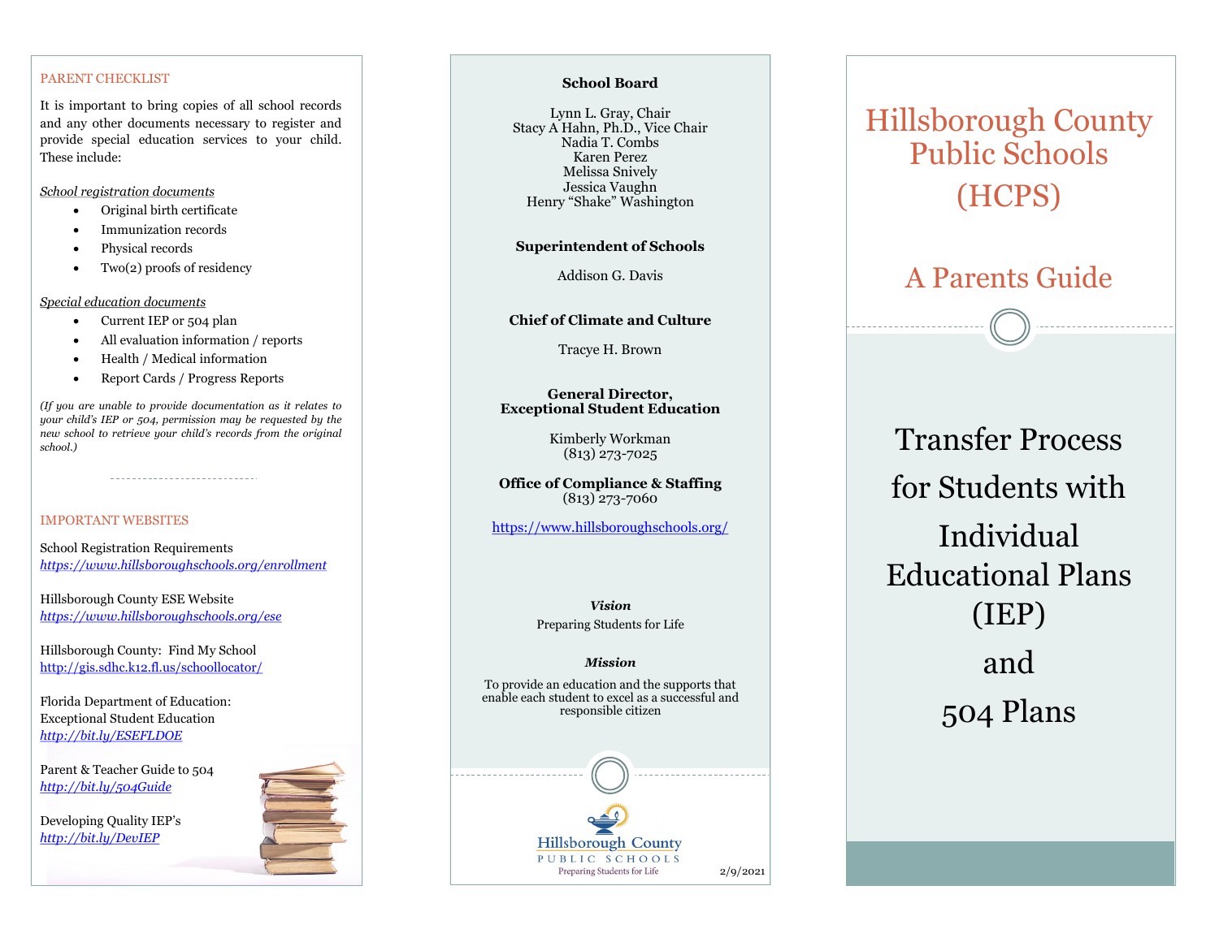## PARENT CHECKLIST

It is important to bring copies of all school records and any other documents necessary to register and provide special education services to your child. These include:

*School registration documents*

- Original birth certificate
- Immunization records
- Physical records
- Two(2) proofs of residency

*Special education documents*

- Current IEP or 504 plan
- All evaluation information / reports
- Health / Medical information
- Report Cards / Progress Reports

*(If you are unable to provide documentation as it relates to your child's IEP or 504, permission may be requested by the new school to retrieve your child's records from the original school.)*

## IMPORTANT WEBSITES

School Registration Requirements
*https://www.hillsboroughschools.org/enrollment*

Hillsborough County ESE Website
*https://www.hillsboroughschools.org/ese*

Hillsborough County: Find My School
http://gis.sdhc.k12.fl.us/schoollocator/

Florida Department of Education:
Exceptional Student Education
*http://bit.ly/ESEFLDOE*

Parent & Teacher Guide to 504
*http://bit.ly/504Guide*

Developing Quality IEP's
*http://bit.ly/DevIEP*

**School Board**

Lynn L. Gray, Chair
Stacy A Hahn, Ph.D., Vice Chair
Nadia T. Combs
Karen Perez
Melissa Snively
Jessica Vaughn
Henry "Shake" Washington

**Superintendent of Schools**

Addison G. Davis

**Chief of Climate and Culture**

Tracye H. Brown

**General Director,**
**Exceptional Student Education**

Kimberly Workman
(813) 273-7025

**Office of Compliance & Staffing**
(813) 273-7060

https://www.hillsboroughschools.org/

***Vision***

Preparing Students for Life

***Mission***

To provide an education and the supports that enable each student to excel as a successful and responsible citizen

Hillsborough County
PUBLIC SCHOOLS
Preparing Students for Life

2/9/2021

# Hillsborough County Public Schools (HCPS)

## A Parents Guide

# Transfer Process for Students with Individual Educational Plans (IEP) and 504 Plans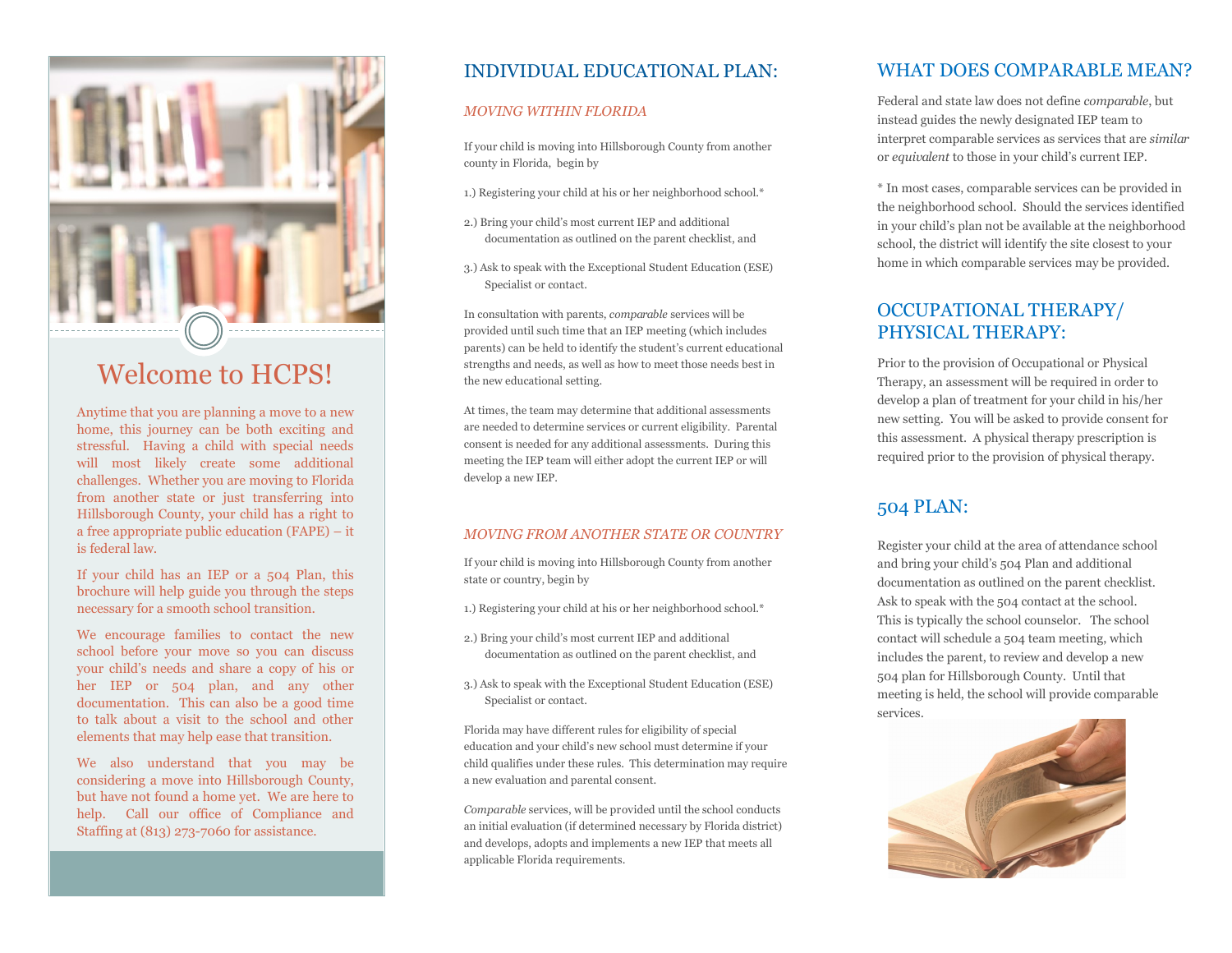# Welcome to HCPS!

Anytime that you are planning a move to a new home, this journey can be both exciting and stressful. Having a child with special needs will most likely create some additional challenges. Whether you are moving to Florida from another state or just transferring into Hillsborough County, your child has a right to a free appropriate public education (FAPE) – it is federal law.

If your child has an IEP or a 504 Plan, this brochure will help guide you through the steps necessary for a smooth school transition.

We encourage families to contact the new school before your move so you can discuss your child's needs and share a copy of his or her IEP or 504 plan, and any other documentation. This can also be a good time to talk about a visit to the school and other elements that may help ease that transition.

We also understand that you may be considering a move into Hillsborough County, but have not found a home yet. We are here to help. Call our office of Compliance and Staffing at (813) 273-7060 for assistance.

## INDIVIDUAL EDUCATIONAL PLAN:

### *MOVING WITHIN FLORIDA*

If your child is moving into Hillsborough County from another county in Florida, begin by

1.) Registering your child at his or her neighborhood school.*

2.) Bring your child's most current IEP and additional documentation as outlined on the parent checklist, and

3.) Ask to speak with the Exceptional Student Education (ESE) Specialist or contact.

In consultation with parents, *comparable* services will be provided until such time that an IEP meeting (which includes parents) can be held to identify the student's current educational strengths and needs, as well as how to meet those needs best in the new educational setting.

At times, the team may determine that additional assessments are needed to determine services or current eligibility. Parental consent is needed for any additional assessments. During this meeting the IEP team will either adopt the current IEP or will develop a new IEP.

### *MOVING FROM ANOTHER STATE OR COUNTRY*

If your child is moving into Hillsborough County from another state or country, begin by

1.) Registering your child at his or her neighborhood school.*

2.) Bring your child's most current IEP and additional documentation as outlined on the parent checklist, and

3.) Ask to speak with the Exceptional Student Education (ESE) Specialist or contact.

Florida may have different rules for eligibility of special education and your child's new school must determine if your child qualifies under these rules. This determination may require a new evaluation and parental consent.

*Comparable* services, will be provided until the school conducts an initial evaluation (if determined necessary by Florida district) and develops, adopts and implements a new IEP that meets all applicable Florida requirements.

## WHAT DOES COMPARABLE MEAN?

Federal and state law does not define *comparable*, but instead guides the newly designated IEP team to interpret comparable services as services that are *similar* or *equivalent* to those in your child's current IEP.

* In most cases, comparable services can be provided in the neighborhood school. Should the services identified in your child's plan not be available at the neighborhood school, the district will identify the site closest to your home in which comparable services may be provided.

## OCCUPATIONAL THERAPY/ PHYSICAL THERAPY:

Prior to the provision of Occupational or Physical Therapy, an assessment will be required in order to develop a plan of treatment for your child in his/her new setting. You will be asked to provide consent for this assessment. A physical therapy prescription is required prior to the provision of physical therapy.

## 504 PLAN:

Register your child at the area of attendance school and bring your child's 504 Plan and additional documentation as outlined on the parent checklist. Ask to speak with the 504 contact at the school. This is typically the school counselor. The school contact will schedule a 504 team meeting, which includes the parent, to review and develop a new 504 plan for Hillsborough County. Until that meeting is held, the school will provide comparable services.